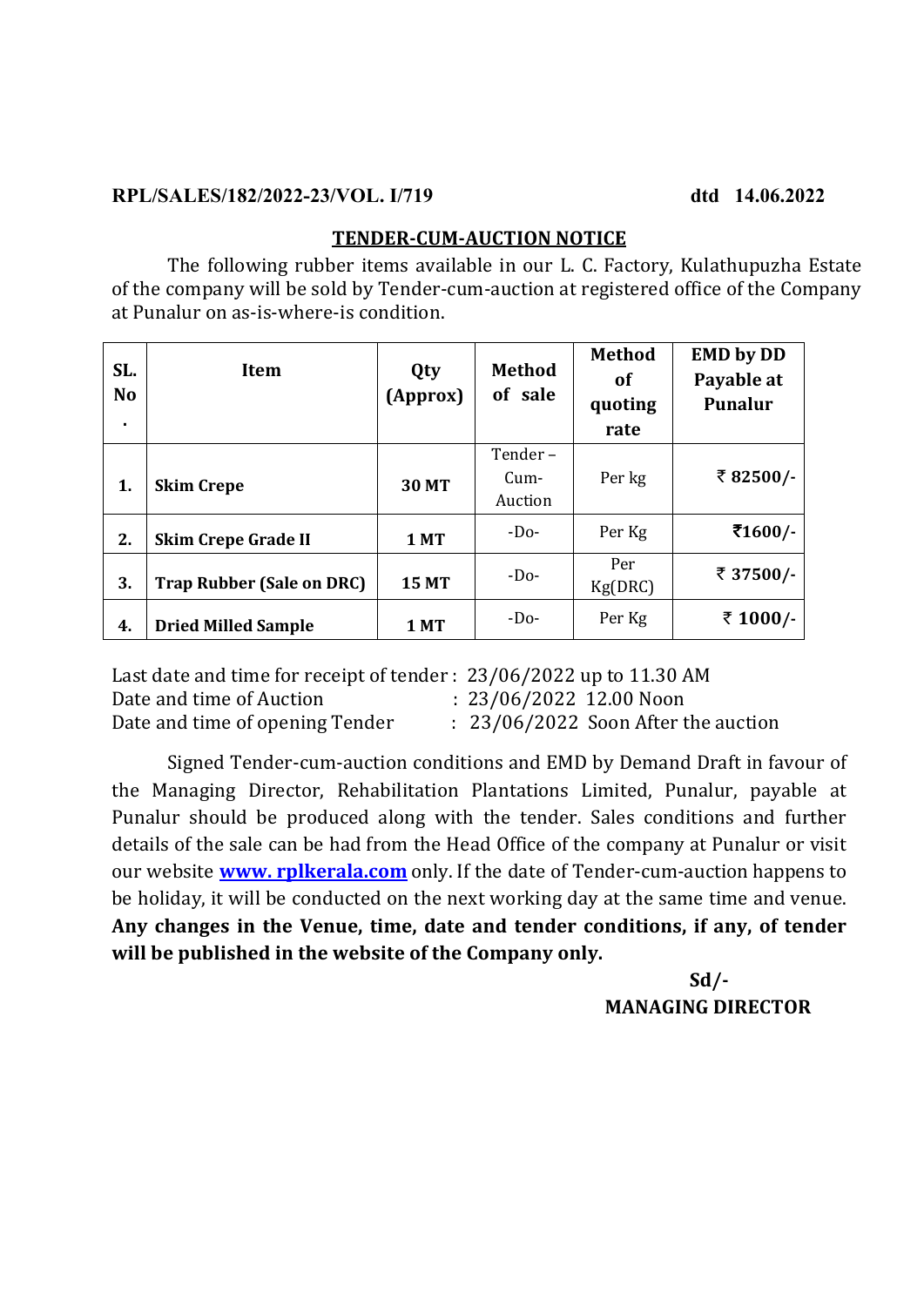**RPL/SALES/182/2022-23/VOL. I/719** **dtd 14.06.2022**

## TENDER-CUM-AUCTION NOTICE

The following rubber items available in our L. C. Factory, Kulathupuzha Estate of the company will be sold by Tender-cum-auction at registered office of the Company at Punalur on as-is-where-is condition.

| SL. No. | Item | Qty (Approx) | Method of sale | Method of quoting rate | EMD by DD Payable at Punalur |
|---|---|---|---|---|---|
| 1. | **Skim Crepe** | **30 MT** | Tender – Cum-Auction | Per kg | **₹ 82500/-** |
| 2. | **Skim Crepe Grade II** | **1 MT** | -Do- | Per Kg | **₹1600/-** |
| 3. | **Trap Rubber (Sale on DRC)** | **15 MT** | -Do- | Per Kg(DRC) | **₹ 37500/-** |
| 4. | **Dried Milled Sample** | **1 MT** | -Do- | Per Kg | **₹ 1000/-** |

Last date and time for receipt of tender : 23/06/2022 up to 11.30 AM
Date and time of Auction : 23/06/2022 12.00 Noon
Date and time of opening Tender : 23/06/2022 Soon After the auction

Signed Tender-cum-auction conditions and EMD by Demand Draft in favour of the Managing Director, Rehabilitation Plantations Limited, Punalur, payable at Punalur should be produced along with the tender. Sales conditions and further details of the sale can be had from the Head Office of the company at Punalur or visit our website **www. rplkerala.com** only. If the date of Tender-cum-auction happens to be holiday, it will be conducted on the next working day at the same time and venue. **Any changes in the Venue, time, date and tender conditions, if any, of tender will be published in the website of the Company only.**

**Sd/-**
**MANAGING DIRECTOR**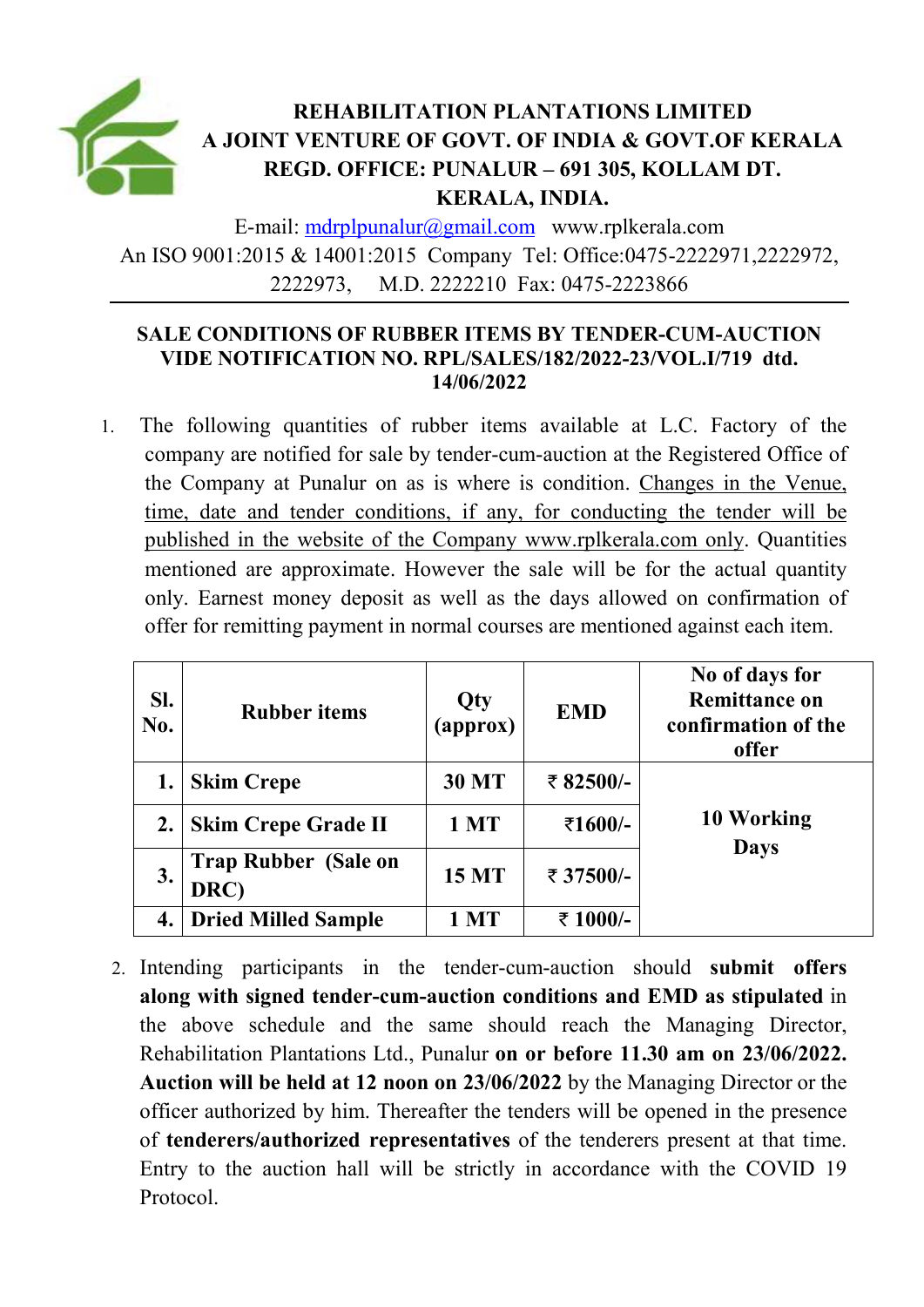# REHABILITATION PLANTATIONS LIMITED
## A JOINT VENTURE OF GOVT. OF INDIA & GOVT.OF KERALA
## REGD. OFFICE: PUNALUR – 691 305, KOLLAM DT. KERALA, INDIA.

E-mail: mdrplpunalur@gmail.com www.rplkerala.com
An ISO 9001:2015 & 14001:2015 Company Tel: Office:0475-2222971,2222972, 2222973, M.D. 2222210 Fax: 0475-2223866

---

**SALE CONDITIONS OF RUBBER ITEMS BY TENDER-CUM-AUCTION VIDE NOTIFICATION NO. RPL/SALES/182/2022-23/VOL.I/719 dtd. 14/06/2022**

1. The following quantities of rubber items available at L.C. Factory of the company are notified for sale by tender-cum-auction at the Registered Office of the Company at Punalur on as is where is condition. Changes in the Venue, time, date and tender conditions, if any, for conducting the tender will be published in the website of the Company www.rplkerala.com only. Quantities mentioned are approximate. However the sale will be for the actual quantity only. Earnest money deposit as well as the days allowed on confirmation of offer for remitting payment in normal courses are mentioned against each item.

| Sl. No. | Rubber items | Qty (approx) | EMD | No of days for Remittance on confirmation of the offer |
|---|---|---|---|---|
| **1.** | **Skim Crepe** | **30 MT** | **₹ 82500/-** | **10 Working Days** |
| **2.** | **Skim Crepe Grade II** | **1 MT** | **₹1600/-** | |
| **3.** | **Trap Rubber (Sale on DRC)** | **15 MT** | **₹ 37500/-** | |
| **4.** | **Dried Milled Sample** | **1 MT** | **₹ 1000/-** | |

2. Intending participants in the tender-cum-auction should **submit offers along with signed tender-cum-auction conditions and EMD as stipulated** in the above schedule and the same should reach the Managing Director, Rehabilitation Plantations Ltd., Punalur **on or before 11.30 am on 23/06/2022. Auction will be held at 12 noon on 23/06/2022** by the Managing Director or the officer authorized by him. Thereafter the tenders will be opened in the presence of **tenderers/authorized representatives** of the tenderers present at that time. Entry to the auction hall will be strictly in accordance with the COVID 19 Protocol.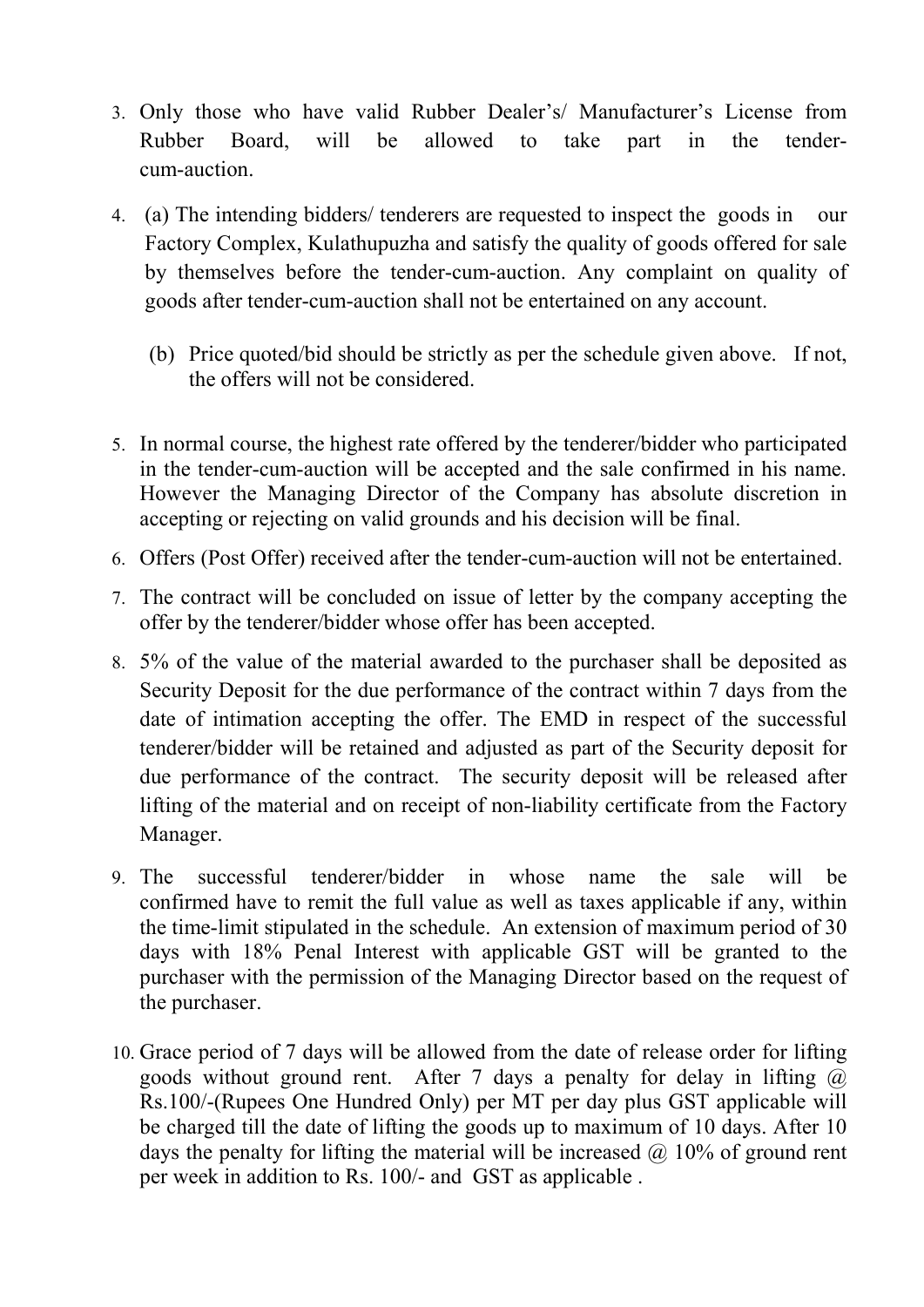3. Only those who have valid Rubber Dealer's/ Manufacturer's License from Rubber Board, will be allowed to take part in the tender-cum-auction.

4. (a) The intending bidders/ tenderers are requested to inspect the goods in our Factory Complex, Kulathupuzha and satisfy the quality of goods offered for sale by themselves before the tender-cum-auction. Any complaint on quality of goods after tender-cum-auction shall not be entertained on any account.

   (b) Price quoted/bid should be strictly as per the schedule given above. If not, the offers will not be considered.

5. In normal course, the highest rate offered by the tenderer/bidder who participated in the tender-cum-auction will be accepted and the sale confirmed in his name. However the Managing Director of the Company has absolute discretion in accepting or rejecting on valid grounds and his decision will be final.

6. Offers (Post Offer) received after the tender-cum-auction will not be entertained.

7. The contract will be concluded on issue of letter by the company accepting the offer by the tenderer/bidder whose offer has been accepted.

8. 5% of the value of the material awarded to the purchaser shall be deposited as Security Deposit for the due performance of the contract within 7 days from the date of intimation accepting the offer. The EMD in respect of the successful tenderer/bidder will be retained and adjusted as part of the Security deposit for due performance of the contract. The security deposit will be released after lifting of the material and on receipt of non-liability certificate from the Factory Manager.

9. The successful tenderer/bidder in whose name the sale will be confirmed have to remit the full value as well as taxes applicable if any, within the time-limit stipulated in the schedule. An extension of maximum period of 30 days with 18% Penal Interest with applicable GST will be granted to the purchaser with the permission of the Managing Director based on the request of the purchaser.

10. Grace period of 7 days will be allowed from the date of release order for lifting goods without ground rent. After 7 days a penalty for delay in lifting @ Rs.100/-(Rupees One Hundred Only) per MT per day plus GST applicable will be charged till the date of lifting the goods up to maximum of 10 days. After 10 days the penalty for lifting the material will be increased @ 10% of ground rent per week in addition to Rs. 100/- and GST as applicable .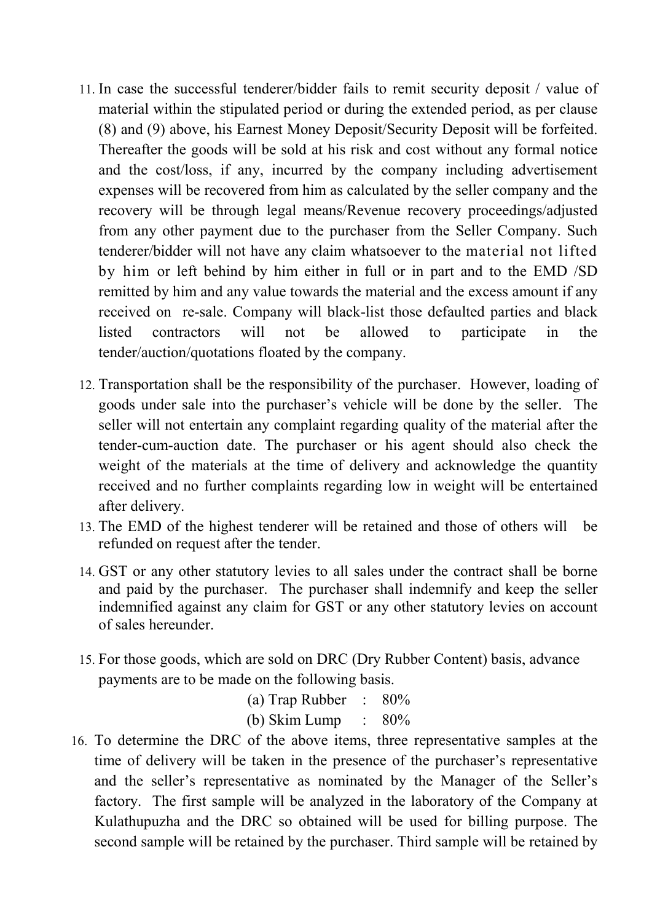11. In case the successful tenderer/bidder fails to remit security deposit / value of material within the stipulated period or during the extended period, as per clause (8) and (9) above, his Earnest Money Deposit/Security Deposit will be forfeited. Thereafter the goods will be sold at his risk and cost without any formal notice and the cost/loss, if any, incurred by the company including advertisement expenses will be recovered from him as calculated by the seller company and the recovery will be through legal means/Revenue recovery proceedings/adjusted from any other payment due to the purchaser from the Seller Company. Such tenderer/bidder will not have any claim whatsoever to the material not lifted by him or left behind by him either in full or in part and to the EMD /SD remitted by him and any value towards the material and the excess amount if any received on re-sale. Company will black-list those defaulted parties and black listed contractors will not be allowed to participate in the tender/auction/quotations floated by the company.

12. Transportation shall be the responsibility of the purchaser. However, loading of goods under sale into the purchaser's vehicle will be done by the seller. The seller will not entertain any complaint regarding quality of the material after the tender-cum-auction date. The purchaser or his agent should also check the weight of the materials at the time of delivery and acknowledge the quantity received and no further complaints regarding low in weight will be entertained after delivery.

13. The EMD of the highest tenderer will be retained and those of others will be refunded on request after the tender.

14. GST or any other statutory levies to all sales under the contract shall be borne and paid by the purchaser. The purchaser shall indemnify and keep the seller indemnified against any claim for GST or any other statutory levies on account of sales hereunder.

15. For those goods, which are sold on DRC (Dry Rubber Content) basis, advance payments are to be made on the following basis.

    (a) Trap Rubber : 80%

    (b) Skim Lump : 80%

16. To determine the DRC of the above items, three representative samples at the time of delivery will be taken in the presence of the purchaser's representative and the seller's representative as nominated by the Manager of the Seller's factory. The first sample will be analyzed in the laboratory of the Company at Kulathupuzha and the DRC so obtained will be used for billing purpose. The second sample will be retained by the purchaser. Third sample will be retained by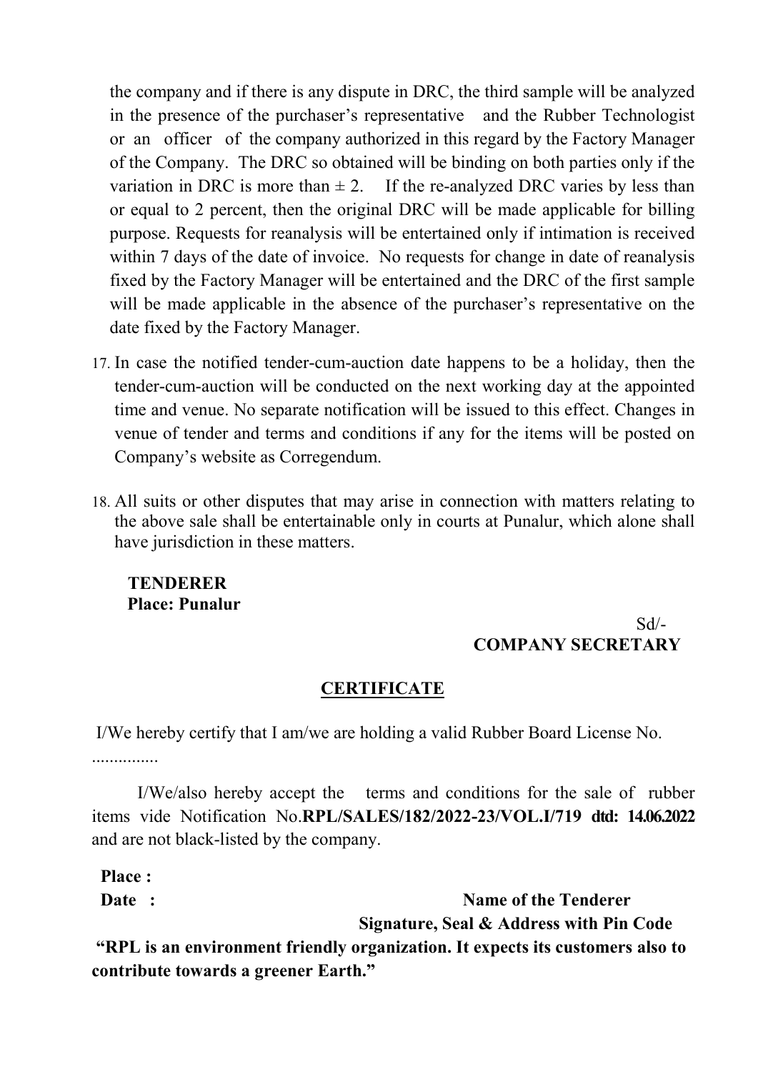the company and if there is any dispute in DRC, the third sample will be analyzed in the presence of the purchaser's representative and the Rubber Technologist or an officer of the company authorized in this regard by the Factory Manager of the Company. The DRC so obtained will be binding on both parties only if the variation in DRC is more than ± 2. If the re-analyzed DRC varies by less than or equal to 2 percent, then the original DRC will be made applicable for billing purpose. Requests for reanalysis will be entertained only if intimation is received within 7 days of the date of invoice. No requests for change in date of reanalysis fixed by the Factory Manager will be entertained and the DRC of the first sample will be made applicable in the absence of the purchaser's representative on the date fixed by the Factory Manager.

17. In case the notified tender-cum-auction date happens to be a holiday, then the tender-cum-auction will be conducted on the next working day at the appointed time and venue. No separate notification will be issued to this effect. Changes in venue of tender and terms and conditions if any for the items will be posted on Company's website as Corregendum.

18. All suits or other disputes that may arise in connection with matters relating to the above sale shall be entertainable only in courts at Punalur, which alone shall have jurisdiction in these matters.

**TENDERER**
**Place: Punalur**

Sd/-
**COMPANY SECRETARY**

## CERTIFICATE

I/We hereby certify that I am/we are holding a valid Rubber Board License No. ...............

I/We/also hereby accept the terms and conditions for the sale of rubber items vide Notification No.**RPL/SALES/182/2022-23/VOL.I/719 dtd: 14.06.2022** and are not black-listed by the company.

**Place :**
**Date :**

**Name of the Tenderer**
**Signature, Seal & Address with Pin Code**

**"RPL is an environment friendly organization. It expects its customers also to contribute towards a greener Earth."**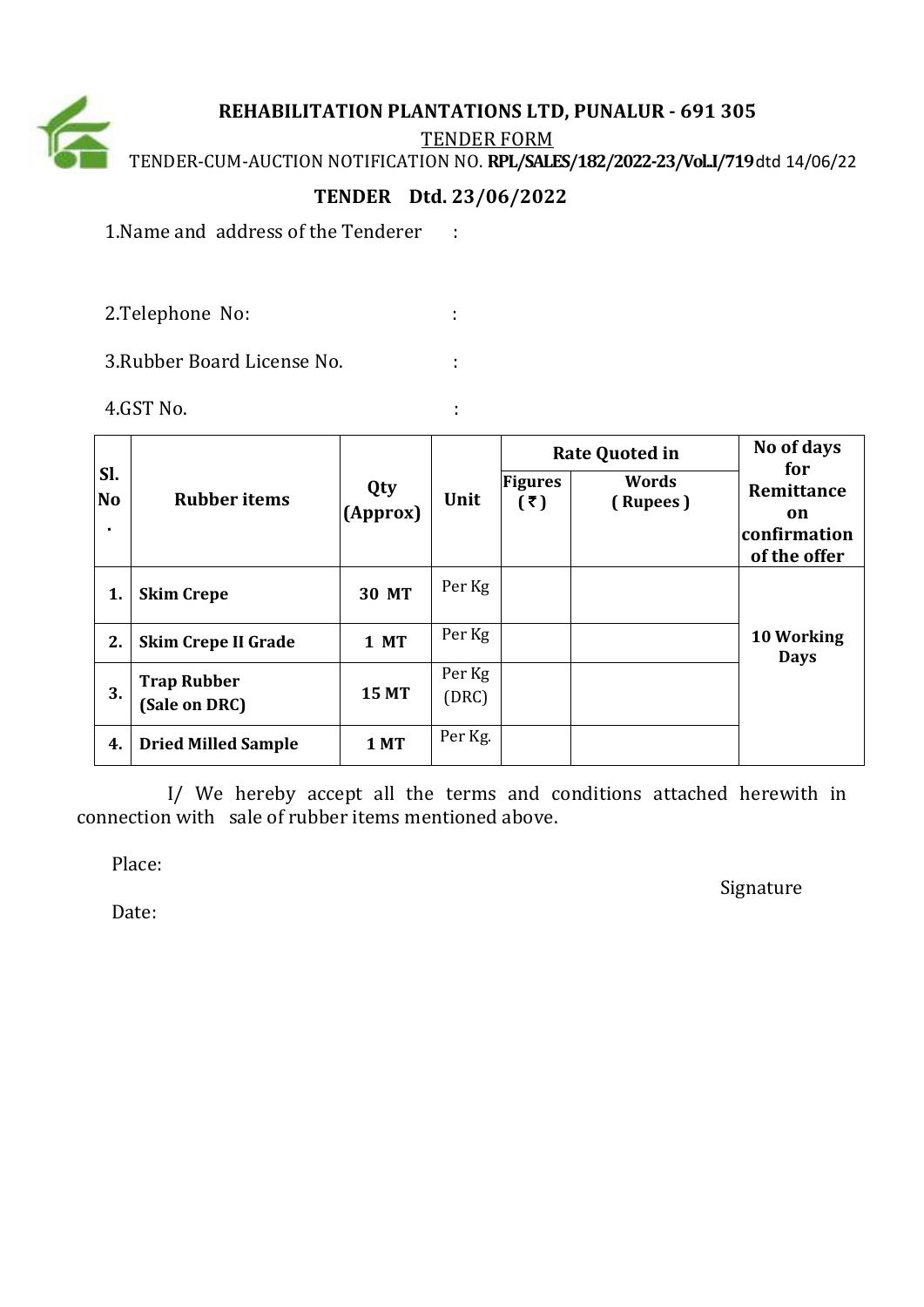## REHABILITATION PLANTATIONS LTD, PUNALUR - 691 305

TENDER FORM

TENDER-CUM-AUCTION NOTIFICATION NO. **RPL/SALES/182/2022-23/Vol.I/719** dtd 14/06/22

**TENDER Dtd. 23/06/2022**

1.Name and address of the Tenderer :

2.Telephone No: :

3.Rubber Board License No. :

4.GST No. :

| Sl. No. | Rubber items | Qty (Approx) | Unit | Rate Quoted in | | No of days for Remittance on confirmation of the offer |
|---|---|---|---|---|---|---|
| | | | | Figures (₹) | Words (Rupees) | |
| **1.** | **Skim Crepe** | **30 MT** | Per Kg | | | **10 Working Days** |
| **2.** | **Skim Crepe II Grade** | **1 MT** | Per Kg | | | |
| **3.** | **Trap Rubber (Sale on DRC)** | **15 MT** | Per Kg (DRC) | | | |
| **4.** | **Dried Milled Sample** | **1 MT** | Per Kg. | | | |

I/ We hereby accept all the terms and conditions attached herewith in connection with sale of rubber items mentioned above.

Place:

Signature

Date: